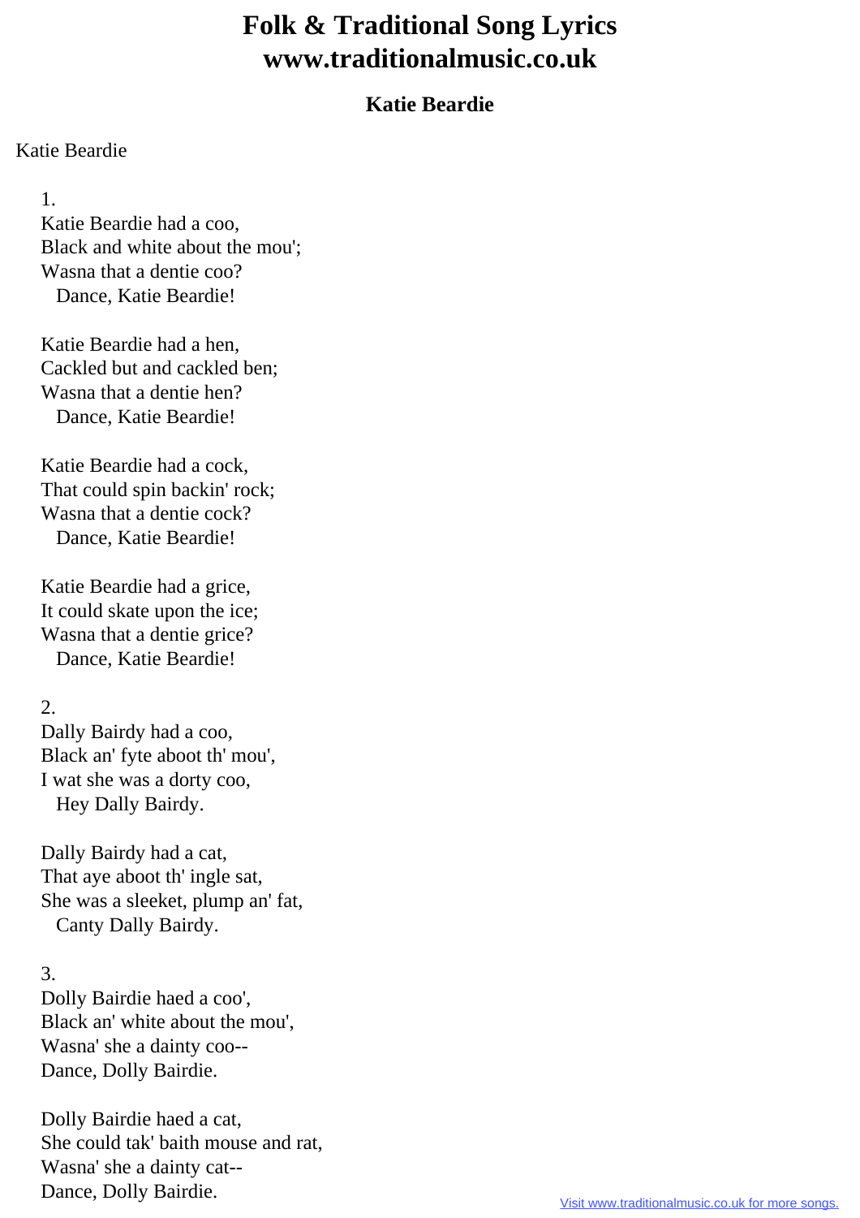# Folk & Traditional Song Lyrics
# www.traditionalmusic.co.uk

## Katie Beardie

Katie Beardie

1.
Katie Beardie had a coo,
Black and white about the mou';
Wasna that a dentie coo?
  Dance, Katie Beardie!

Katie Beardie had a hen,
Cackled but and cackled ben;
Wasna that a dentie hen?
  Dance, Katie Beardie!

Katie Beardie had a cock,
That could spin backin' rock;
Wasna that a dentie cock?
  Dance, Katie Beardie!

Katie Beardie had a grice,
It could skate upon the ice;
Wasna that a dentie grice?
  Dance, Katie Beardie!

2.
Dally Bairdy had a coo,
Black an' fyte aboot th' mou',
I wat she was a dorty coo,
  Hey Dally Bairdy.

Dally Bairdy had a cat,
That aye aboot th' ingle sat,
She was a sleeket, plump an' fat,
  Canty Dally Bairdy.

3.
Dolly Bairdie haed a coo',
Black an' white about the mou',
Wasna' she a dainty coo--
Dance, Dolly Bairdie.

Dolly Bairdie haed a cat,
She could tak' baith mouse and rat,
Wasna' she a dainty cat--
Dance, Dolly Bairdie.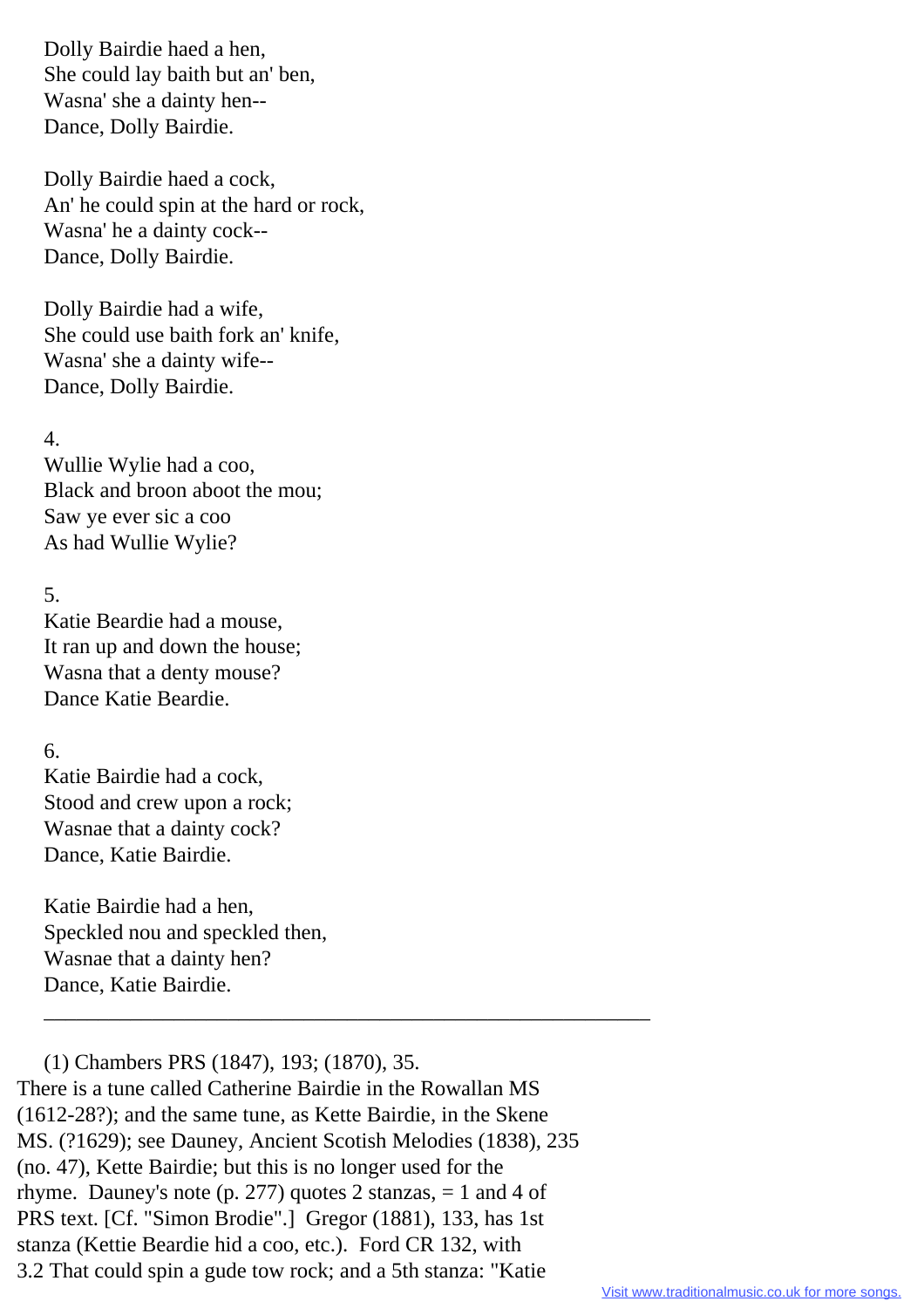Dolly Bairdie haed a hen,  
She could lay baith but an' ben,  
Wasna' she a dainty hen--  
Dance, Dolly Bairdie.

Dolly Bairdie haed a cock,  
An' he could spin at the hard or rock,  
Wasna' he a dainty cock--  
Dance, Dolly Bairdie.

Dolly Bairdie had a wife,  
She could use baith fork an' knife,  
Wasna' she a dainty wife--  
Dance, Dolly Bairdie.

4.  
Wullie Wylie had a coo,  
Black and broon aboot the mou;  
Saw ye ever sic a coo  
As had Wullie Wylie?

5.  
Katie Beardie had a mouse,  
It ran up and down the house;  
Wasna that a denty mouse?  
Dance Katie Beardie.

6.  
Katie Bairdie had a cock,  
Stood and crew upon a rock;  
Wasnae that a dainty cock?  
Dance, Katie Bairdie.

Katie Bairdie had a hen,  
Speckled nou and speckled then,  
Wasnae that a dainty hen?  
Dance, Katie Bairdie.

---

(1) Chambers PRS (1847), 193; (1870), 35.
There is a tune called Catherine Bairdie in the Rowallan MS (1612-28?); and the same tune, as Kette Bairdie, in the Skene MS. (?1629); see Dauney, Ancient Scotish Melodies (1838), 235 (no. 47), Kette Bairdie; but this is no longer used for the rhyme. Dauney's note (p. 277) quotes 2 stanzas, = 1 and 4 of PRS text. [Cf. "Simon Brodie".] Gregor (1881), 133, has 1st stanza (Kettie Beardie hid a coo, etc.). Ford CR 132, with 3.2 That could spin a gude tow rock; and a 5th stanza: "Katie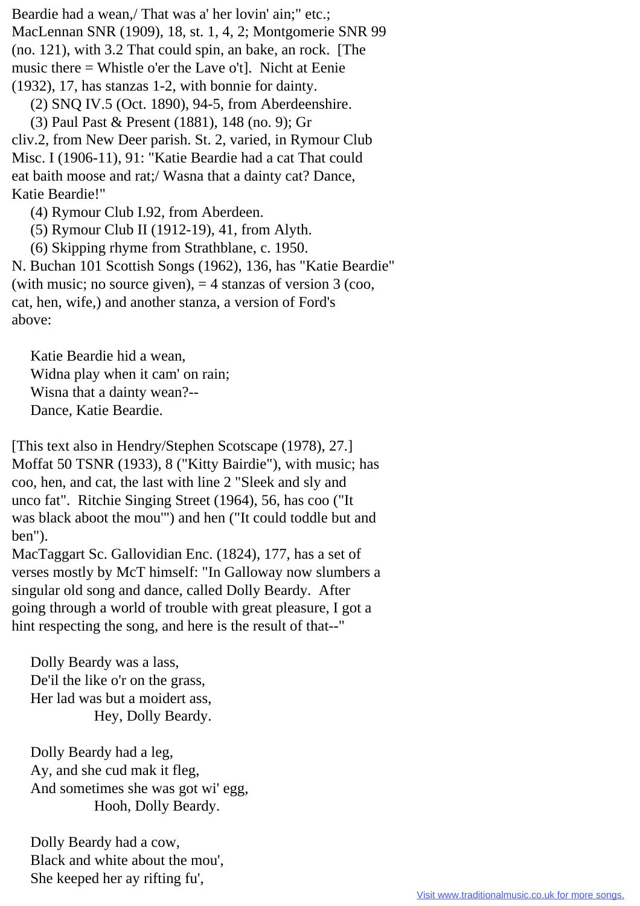Beardie had a wean,/ That was a' her lovin' ain;" etc.; MacLennan SNR (1909), 18, st. 1, 4, 2; Montgomerie SNR 99 (no. 121), with 3.2 That could spin, an bake, an rock. [The music there = Whistle o'er the Lave o't]. Nicht at Eenie (1932), 17, has stanzas 1-2, with bonnie for dainty.

(2) SNQ IV.5 (Oct. 1890), 94-5, from Aberdeenshire.

(3) Paul Past & Present (1881), 148 (no. 9); Gr cliv.2, from New Deer parish. St. 2, varied, in Rymour Club Misc. I (1906-11), 91: "Katie Beardie had a cat That could eat baith moose and rat;/ Wasna that a dainty cat? Dance, Katie Beardie!"

(4) Rymour Club I.92, from Aberdeen.

(5) Rymour Club II (1912-19), 41, from Alyth.

(6) Skipping rhyme from Strathblane, c. 1950.

N. Buchan 101 Scottish Songs (1962), 136, has "Katie Beardie" (with music; no source given), = 4 stanzas of version 3 (coo, cat, hen, wife,) and another stanza, a version of Ford's above:

> Katie Beardie hid a wean,
> Widna play when it cam' on rain;
> Wisna that a dainty wean?--
> Dance, Katie Beardie.

[This text also in Hendry/Stephen Scotscape (1978), 27.] Moffat 50 TSNR (1933), 8 ("Kitty Bairdie"), with music; has coo, hen, and cat, the last with line 2 "Sleek and sly and unco fat". Ritchie Singing Street (1964), 56, has coo ("It was black aboot the mou'") and hen ("It could toddle but and ben").

MacTaggart Sc. Gallovidian Enc. (1824), 177, has a set of verses mostly by McT himself: "In Galloway now slumbers a singular old song and dance, called Dolly Beardy. After going through a world of trouble with great pleasure, I got a hint respecting the song, and here is the result of that--"

> Dolly Beardy was a lass,
> De'il the like o'r on the grass,
> Her lad was but a moidert ass,
>   Hey, Dolly Beardy.
>
> Dolly Beardy had a leg,
> Ay, and she cud mak it fleg,
> And sometimes she was got wi' egg,
>   Hooh, Dolly Beardy.
>
> Dolly Beardy had a cow,
> Black and white about the mou',
> She keeped her ay rifting fu',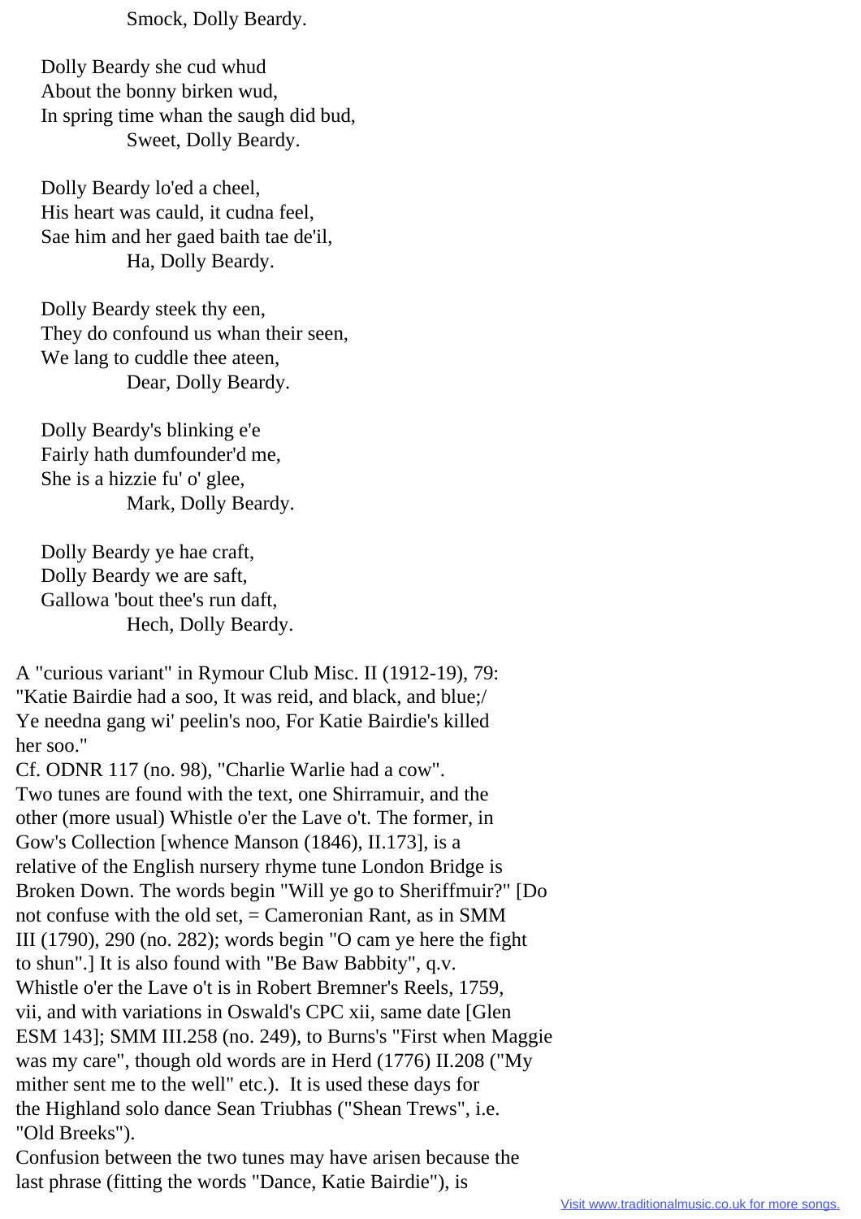Smock, Dolly Beardy.

Dolly Beardy she cud whud
About the bonny birken wud,
In spring time whan the saugh did bud,
Sweet, Dolly Beardy.

Dolly Beardy lo'ed a cheel,
His heart was cauld, it cudna feel,
Sae him and her gaed baith tae de'il,
Ha, Dolly Beardy.

Dolly Beardy steek thy een,
They do confound us whan their seen,
We lang to cuddle thee ateen,
Dear, Dolly Beardy.

Dolly Beardy's blinking e'e
Fairly hath dumfounder'd me,
She is a hizzie fu' o' glee,
Mark, Dolly Beardy.

Dolly Beardy ye hae craft,
Dolly Beardy we are saft,
Gallowa 'bout thee's run daft,
Hech, Dolly Beardy.

A "curious variant" in Rymour Club Misc. II (1912-19), 79: "Katie Bairdie had a soo, It was reid, and black, and blue;/ Ye needna gang wi' peelin's noo, For Katie Bairdie's killed her soo."
Cf. ODNR 117 (no. 98), "Charlie Warlie had a cow".
Two tunes are found with the text, one Shirramuir, and the other (more usual) Whistle o'er the Lave o't. The former, in Gow's Collection [whence Manson (1846), II.173], is a relative of the English nursery rhyme tune London Bridge is Broken Down. The words begin "Will ye go to Sheriffmuir?" [Do not confuse with the old set, = Cameronian Rant, as in SMM III (1790), 290 (no. 282); words begin "O cam ye here the fight to shun".] It is also found with "Be Baw Babbity", q.v.
Whistle o'er the Lave o't is in Robert Bremner's Reels, 1759, vii, and with variations in Oswald's CPC xii, same date [Glen ESM 143]; SMM III.258 (no. 249), to Burns's "First when Maggie was my care", though old words are in Herd (1776) II.208 ("My mither sent me to the well" etc.). It is used these days for the Highland solo dance Sean Triubhas ("Shean Trews", i.e. "Old Breeks").
Confusion between the two tunes may have arisen because the last phrase (fitting the words "Dance, Katie Bairdie"), is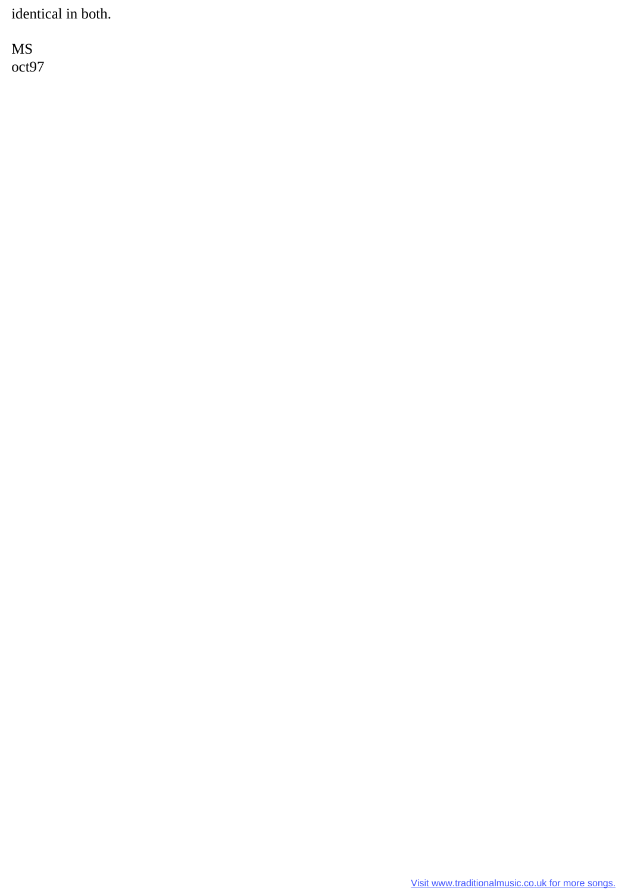identical in both.

MS
oct97